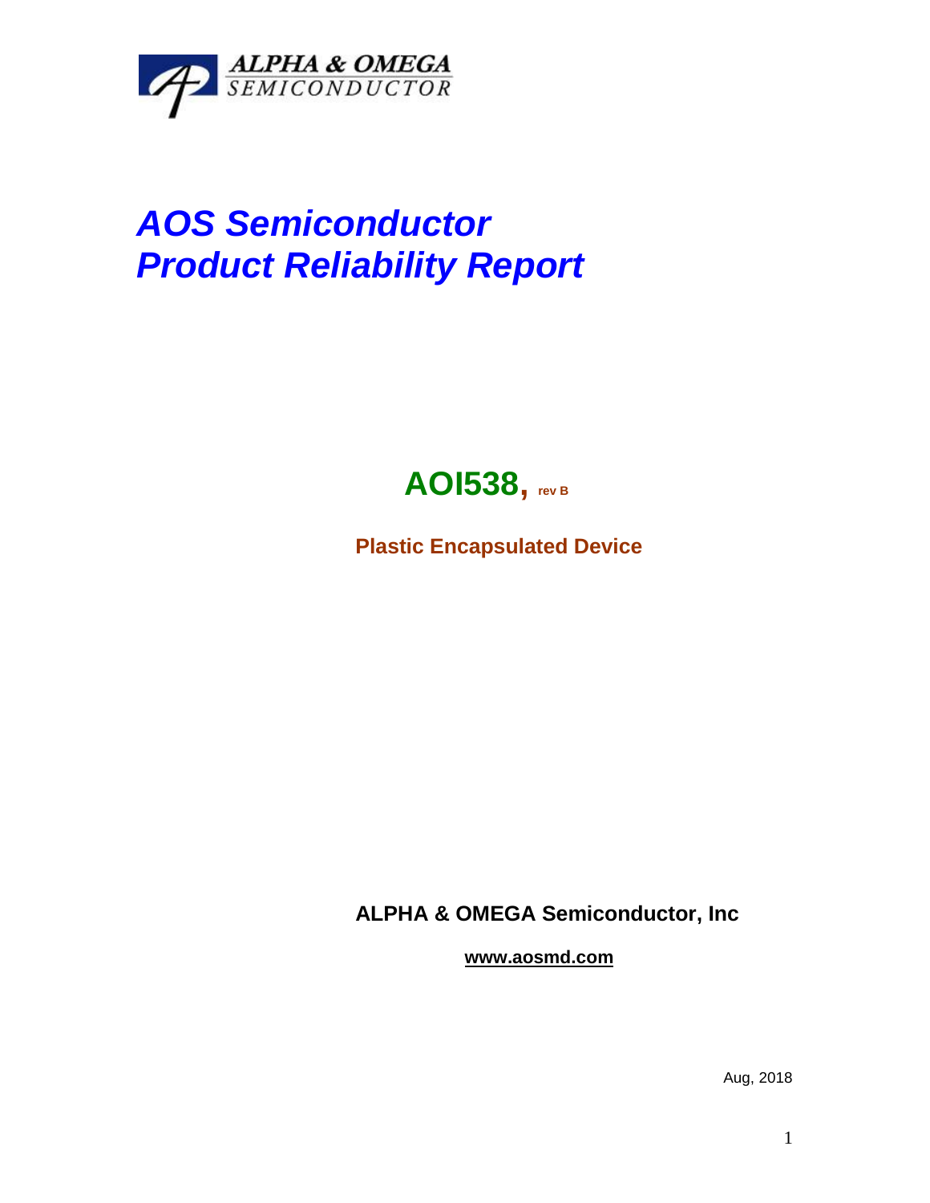ALPHA & OMEGA
SEMICONDUCTOR

# *AOS Semiconductor*
# *Product Reliability Report*

## **AOI538, rev B**

**Plastic Encapsulated Device**

**ALPHA & OMEGA Semiconductor, Inc**

**www.aosmd.com**

Aug, 2018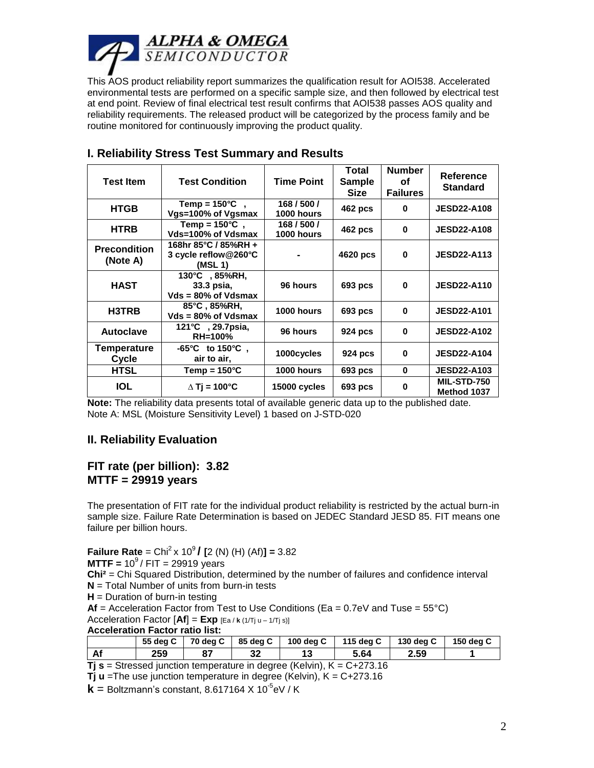This AOS product reliability report summarizes the qualification result for AOI538. Accelerated environmental tests are performed on a specific sample size, and then followed by electrical test at end point. Review of final electrical test result confirms that AOI538 passes AOS quality and reliability requirements. The released product will be categorized by the process family and be routine monitored for continuously improving the product quality.

## I. Reliability Stress Test Summary and Results

| Test Item | Test Condition | Time Point | Total Sample Size | Number of Failures | Reference Standard |
|---|---|---|---|---|---|
| HTGB | Temp = 150°C , Vgs=100% of Vgsmax | 168 / 500 / 1000 hours | 462 pcs | 0 | JESD22-A108 |
| HTRB | Temp = 150°C , Vds=100% of Vdsmax | 168 / 500 / 1000 hours | 462 pcs | 0 | JESD22-A108 |
| Precondition (Note A) | 168hr 85°C / 85%RH + 3 cycle reflow@260°C (MSL 1) | - | 4620 pcs | 0 | JESD22-A113 |
| HAST | 130°C , 85%RH, 33.3 psia, Vds = 80% of Vdsmax | 96 hours | 693 pcs | 0 | JESD22-A110 |
| H3TRB | 85°C , 85%RH, Vds = 80% of Vdsmax | 1000 hours | 693 pcs | 0 | JESD22-A101 |
| Autoclave | 121°C , 29.7psia, RH=100% | 96 hours | 924 pcs | 0 | JESD22-A102 |
| Temperature Cycle | -65°C to 150°C , air to air, | 1000cycles | 924 pcs | 0 | JESD22-A104 |
| HTSL | Temp = 150°C | 1000 hours | 693 pcs | 0 | JESD22-A103 |
| IOL | $\Delta$ Tj = 100°C | 15000 cycles | 693 pcs | 0 | MIL-STD-750 Method 1037 |

**Note:** The reliability data presents total of available generic data up to the published date.
Note A: MSL (Moisture Sensitivity Level) 1 based on J-STD-020

## II. Reliability Evaluation

### FIT rate (per billion): 3.82
### MTTF = 29919 years

The presentation of FIT rate for the individual product reliability is restricted by the actual burn-in sample size. Failure Rate Determination is based on JEDEC Standard JESD 85. FIT means one failure per billion hours.

**Failure Rate** = $Chi^2 \times 10^9$ **/ [**2 (N) (H) (Af)**] =** 3.82

**MTTF =** $10^9$ / FIT = 29919 years

**Chi²** = Chi Squared Distribution, determined by the number of failures and confidence interval

**N** = Total Number of units from burn-in tests

**H** = Duration of burn-in testing

**Af** = Acceleration Factor from Test to Use Conditions (Ea = 0.7eV and Tuse = 55°C)

Acceleration Factor [**Af**] = **Exp** [Ea / **k** (1/Tj u – 1/Tj s)]

**Acceleration Factor ratio list:**

| | 55 deg C | 70 deg C | 85 deg C | 100 deg C | 115 deg C | 130 deg C | 150 deg C |
|---|---|---|---|---|---|---|---|
| Af | 259 | 87 | 32 | 13 | 5.64 | 2.59 | 1 |

**Tj s** = Stressed junction temperature in degree (Kelvin), K = C+273.16

**Tj u** =The use junction temperature in degree (Kelvin), K = C+273.16

**k** = Boltzmann's constant, $8.617164 \times 10^{-5}$eV / K